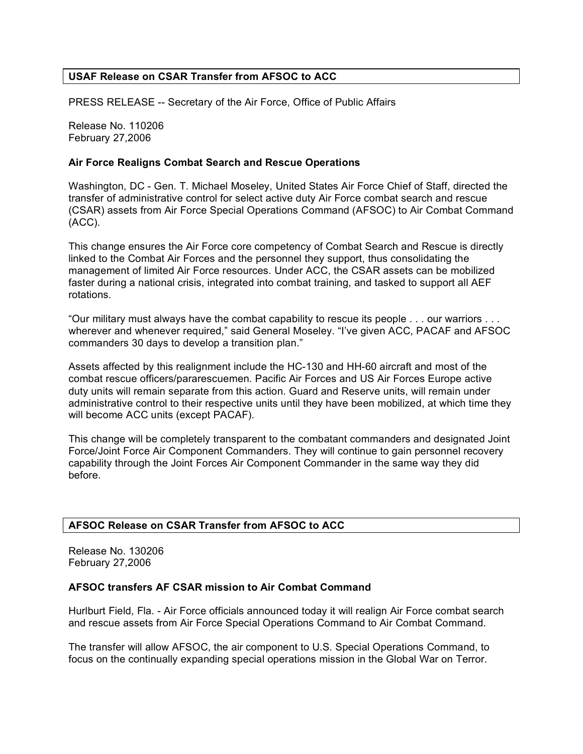## USAF Release on CSAR Transfer from AFSOC to ACC

PRESS RELEASE -- Secretary of the Air Force, Office of Public Affairs

Release No. 110206
February 27,2006

### Air Force Realigns Combat Search and Rescue Operations

Washington, DC - Gen. T. Michael Moseley, United States Air Force Chief of Staff, directed the transfer of administrative control for select active duty Air Force combat search and rescue (CSAR) assets from Air Force Special Operations Command (AFSOC) to Air Combat Command (ACC).

This change ensures the Air Force core competency of Combat Search and Rescue is directly linked to the Combat Air Forces and the personnel they support, thus consolidating the management of limited Air Force resources. Under ACC, the CSAR assets can be mobilized faster during a national crisis, integrated into combat training, and tasked to support all AEF rotations.

"Our military must always have the combat capability to rescue its people . . . our warriors . . . wherever and whenever required," said General Moseley. "I've given ACC, PACAF and AFSOC commanders 30 days to develop a transition plan."

Assets affected by this realignment include the HC-130 and HH-60 aircraft and most of the combat rescue officers/pararescuemen. Pacific Air Forces and US Air Forces Europe active duty units will remain separate from this action. Guard and Reserve units, will remain under administrative control to their respective units until they have been mobilized, at which time they will become ACC units (except PACAF).

This change will be completely transparent to the combatant commanders and designated Joint Force/Joint Force Air Component Commanders. They will continue to gain personnel recovery capability through the Joint Forces Air Component Commander in the same way they did before.

## AFSOC Release on CSAR Transfer from AFSOC to ACC

Release No. 130206
February 27,2006

### AFSOC transfers AF CSAR mission to Air Combat Command

Hurlburt Field, Fla. - Air Force officials announced today it will realign Air Force combat search and rescue assets from Air Force Special Operations Command to Air Combat Command.

The transfer will allow AFSOC, the air component to U.S. Special Operations Command, to focus on the continually expanding special operations mission in the Global War on Terror.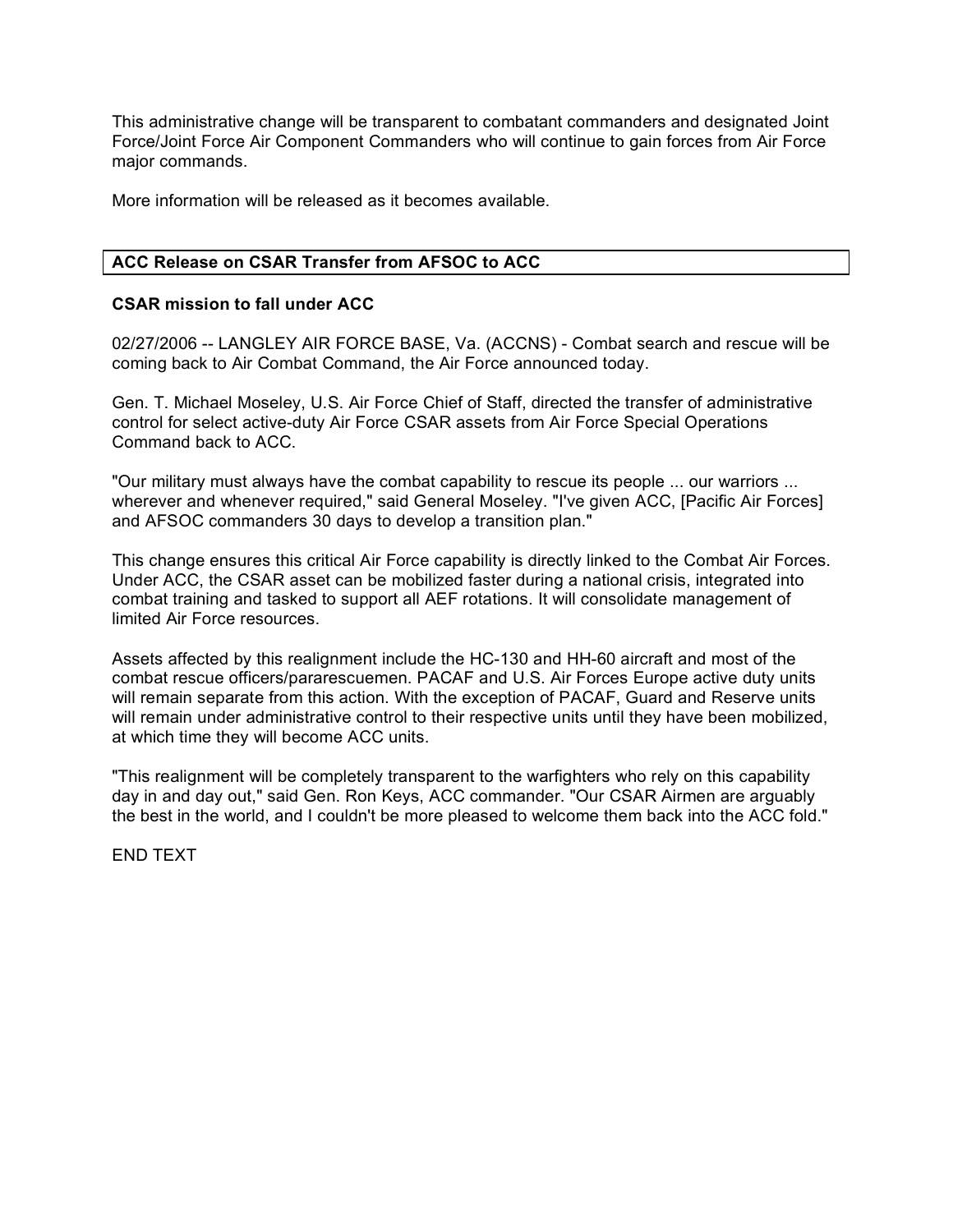This administrative change will be transparent to combatant commanders and designated Joint Force/Joint Force Air Component Commanders who will continue to gain forces from Air Force major commands.

More information will be released as it becomes available.

## ACC Release on CSAR Transfer from AFSOC to ACC

### CSAR mission to fall under ACC

02/27/2006 -- LANGLEY AIR FORCE BASE, Va. (ACCNS) - Combat search and rescue will be coming back to Air Combat Command, the Air Force announced today.

Gen. T. Michael Moseley, U.S. Air Force Chief of Staff, directed the transfer of administrative control for select active-duty Air Force CSAR assets from Air Force Special Operations Command back to ACC.

"Our military must always have the combat capability to rescue its people ... our warriors ... wherever and whenever required," said General Moseley. "I've given ACC, [Pacific Air Forces] and AFSOC commanders 30 days to develop a transition plan."

This change ensures this critical Air Force capability is directly linked to the Combat Air Forces. Under ACC, the CSAR asset can be mobilized faster during a national crisis, integrated into combat training and tasked to support all AEF rotations. It will consolidate management of limited Air Force resources.

Assets affected by this realignment include the HC-130 and HH-60 aircraft and most of the combat rescue officers/pararescuemen. PACAF and U.S. Air Forces Europe active duty units will remain separate from this action. With the exception of PACAF, Guard and Reserve units will remain under administrative control to their respective units until they have been mobilized, at which time they will become ACC units.

"This realignment will be completely transparent to the warfighters who rely on this capability day in and day out," said Gen. Ron Keys, ACC commander. "Our CSAR Airmen are arguably the best in the world, and I couldn't be more pleased to welcome them back into the ACC fold."

END TEXT